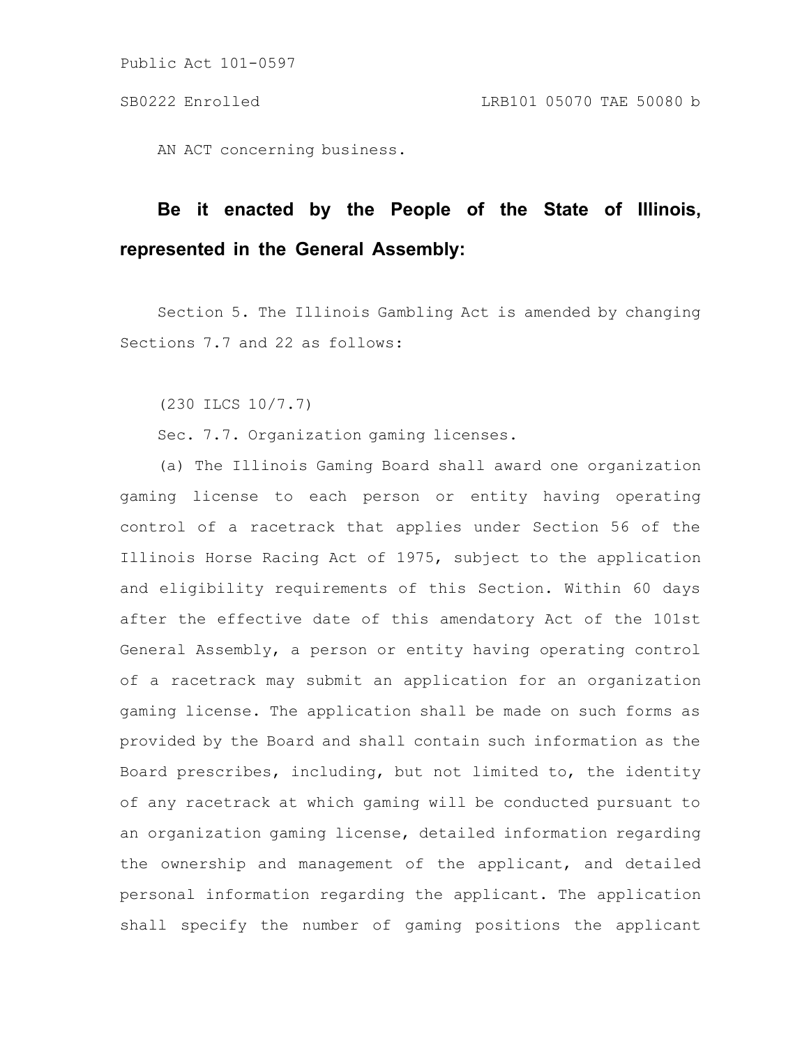Public Act 101-0597

SB0222 Enrolled LRB101 05070 TAE 50080 b

AN ACT concerning business.

**Be it enacted by the People of the State of Illinois, represented in the General Assembly:**

Section 5. The Illinois Gambling Act is amended by changing Sections 7.7 and 22 as follows:

(230 ILCS 10/7.7)

Sec. 7.7. Organization gaming licenses.

(a) The Illinois Gaming Board shall award one organization gaming license to each person or entity having operating control of a racetrack that applies under Section 56 of the Illinois Horse Racing Act of 1975, subject to the application and eligibility requirements of this Section. Within 60 days after the effective date of this amendatory Act of the 101st General Assembly, a person or entity having operating control of a racetrack may submit an application for an organization gaming license. The application shall be made on such forms as provided by the Board and shall contain such information as the Board prescribes, including, but not limited to, the identity of any racetrack at which gaming will be conducted pursuant to an organization gaming license, detailed information regarding the ownership and management of the applicant, and detailed personal information regarding the applicant. The application shall specify the number of gaming positions the applicant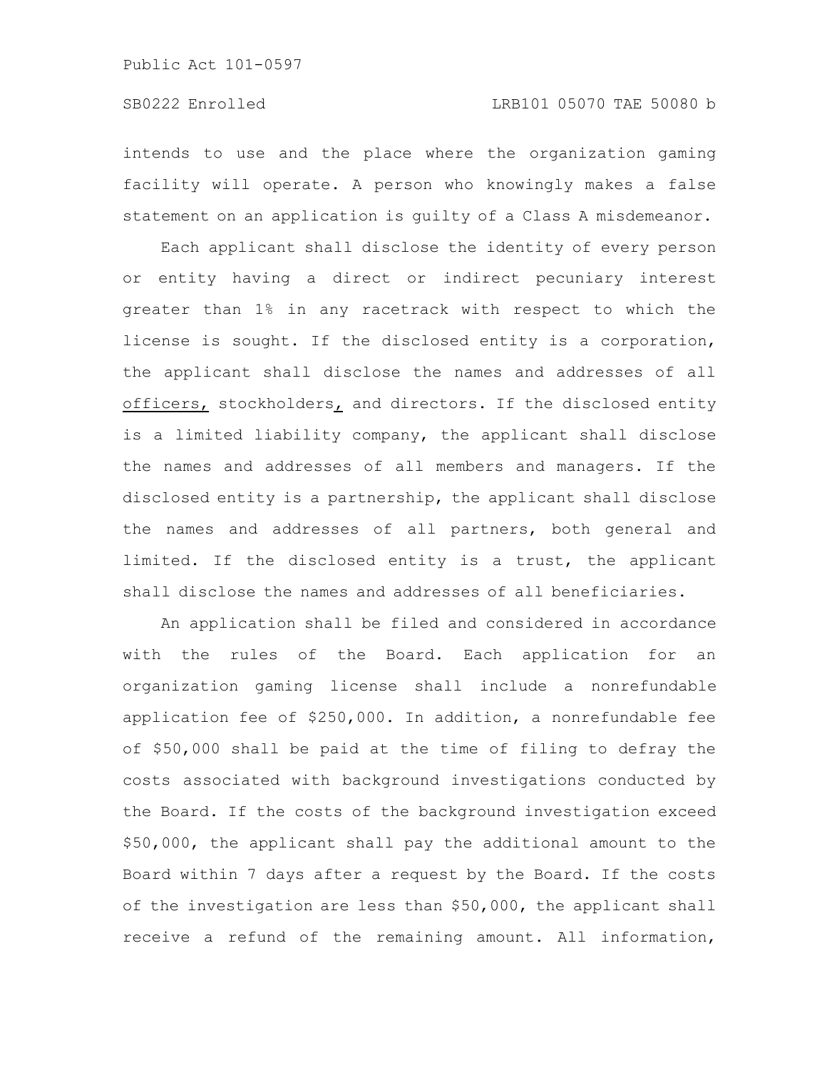intends to use and the place where the organization gaming facility will operate. A person who knowingly makes a false statement on an application is guilty of a Class A misdemeanor.

Each applicant shall disclose the identity of every person or entity having a direct or indirect pecuniary interest greater than 1% in any racetrack with respect to which the license is sought. If the disclosed entity is a corporation, the applicant shall disclose the names and addresses of all <u>officers,</u> stockholders<u>,</u> and directors. If the disclosed entity is a limited liability company, the applicant shall disclose the names and addresses of all members and managers. If the disclosed entity is a partnership, the applicant shall disclose the names and addresses of all partners, both general and limited. If the disclosed entity is a trust, the applicant shall disclose the names and addresses of all beneficiaries.

An application shall be filed and considered in accordance with the rules of the Board. Each application for an organization gaming license shall include a nonrefundable application fee of $250,000. In addition, a nonrefundable fee of $50,000 shall be paid at the time of filing to defray the costs associated with background investigations conducted by the Board. If the costs of the background investigation exceed $50,000, the applicant shall pay the additional amount to the Board within 7 days after a request by the Board. If the costs of the investigation are less than $50,000, the applicant shall receive a refund of the remaining amount. All information,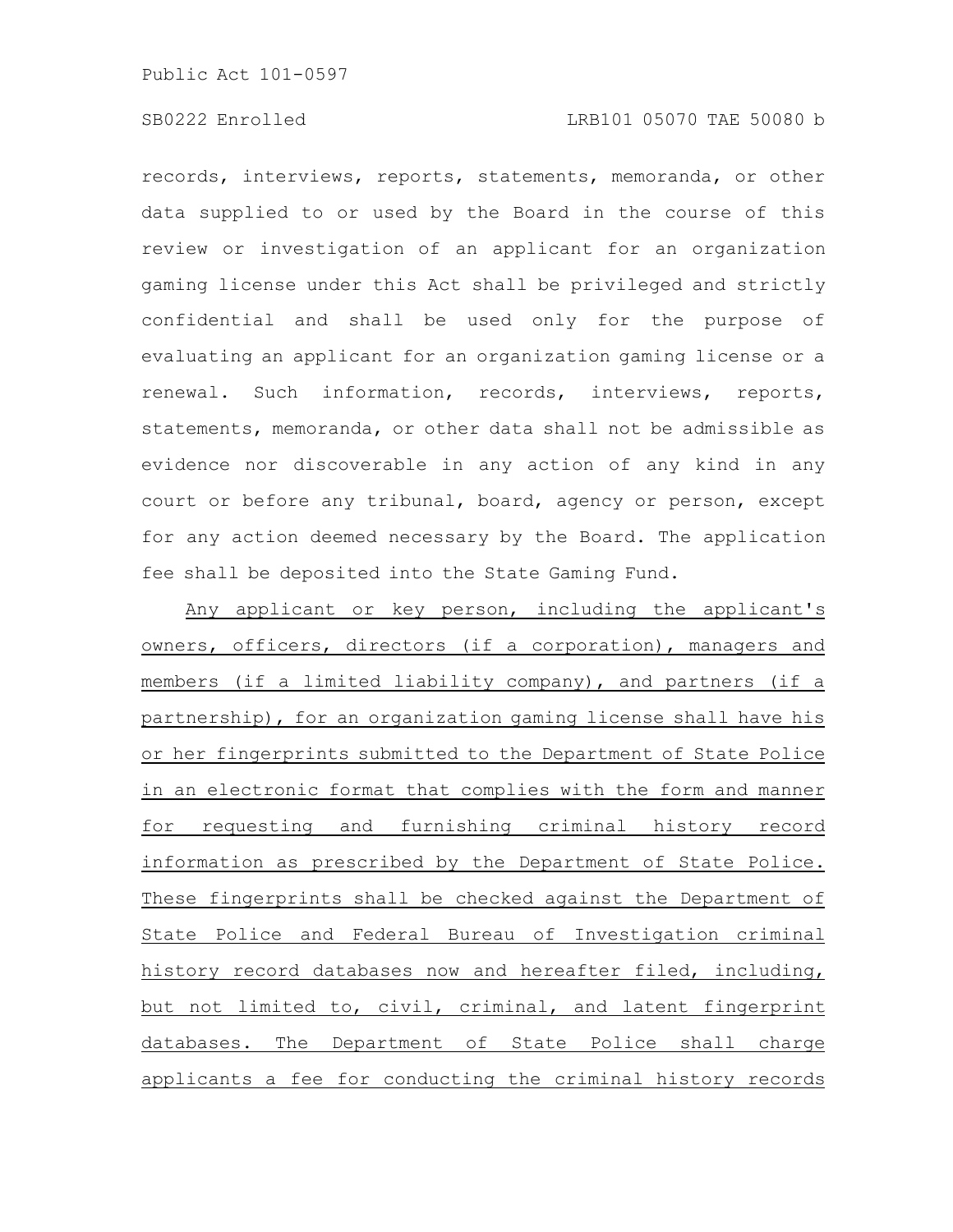records, interviews, reports, statements, memoranda, or other data supplied to or used by the Board in the course of this review or investigation of an applicant for an organization gaming license under this Act shall be privileged and strictly confidential and shall be used only for the purpose of evaluating an applicant for an organization gaming license or a renewal. Such information, records, interviews, reports, statements, memoranda, or other data shall not be admissible as evidence nor discoverable in any action of any kind in any court or before any tribunal, board, agency or person, except for any action deemed necessary by the Board. The application fee shall be deposited into the State Gaming Fund.

Any applicant or key person, including the applicant's owners, officers, directors (if a corporation), managers and members (if a limited liability company), and partners (if a partnership), for an organization gaming license shall have his or her fingerprints submitted to the Department of State Police in an electronic format that complies with the form and manner for requesting and furnishing criminal history record information as prescribed by the Department of State Police. These fingerprints shall be checked against the Department of State Police and Federal Bureau of Investigation criminal history record databases now and hereafter filed, including, but not limited to, civil, criminal, and latent fingerprint databases. The Department of State Police shall charge applicants a fee for conducting the criminal history records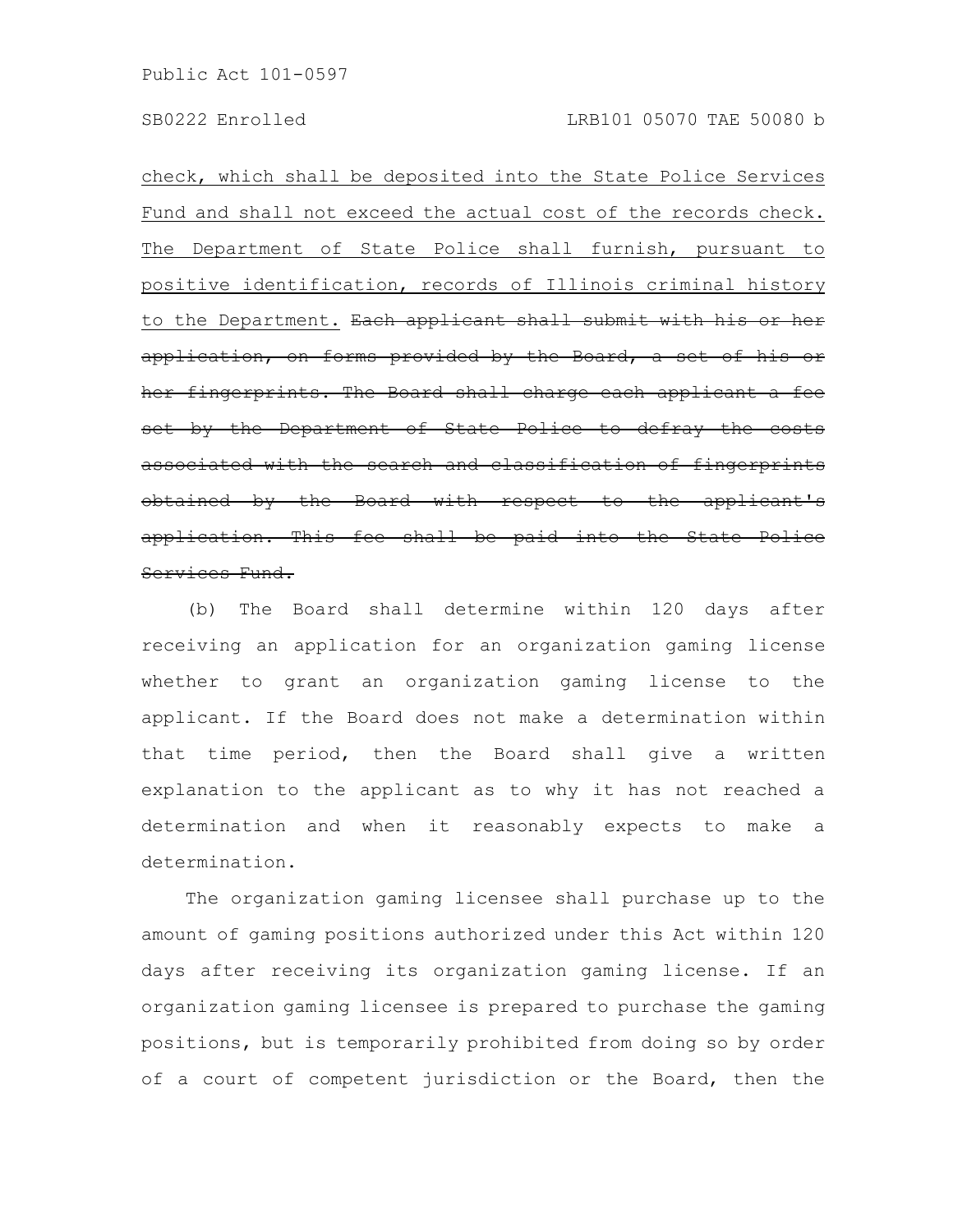check, which shall be deposited into the State Police Services Fund and shall not exceed the actual cost of the records check. The Department of State Police shall furnish, pursuant to positive identification, records of Illinois criminal history to the Department. ~~Each applicant shall submit with his or her application, on forms provided by the Board, a set of his or her fingerprints. The Board shall charge each applicant a fee set by the Department of State Police to defray the costs associated with the search and classification of fingerprints obtained by the Board with respect to the applicant's application. This fee shall be paid into the State Police Services Fund.~~

(b) The Board shall determine within 120 days after receiving an application for an organization gaming license whether to grant an organization gaming license to the applicant. If the Board does not make a determination within that time period, then the Board shall give a written explanation to the applicant as to why it has not reached a determination and when it reasonably expects to make a determination.

The organization gaming licensee shall purchase up to the amount of gaming positions authorized under this Act within 120 days after receiving its organization gaming license. If an organization gaming licensee is prepared to purchase the gaming positions, but is temporarily prohibited from doing so by order of a court of competent jurisdiction or the Board, then the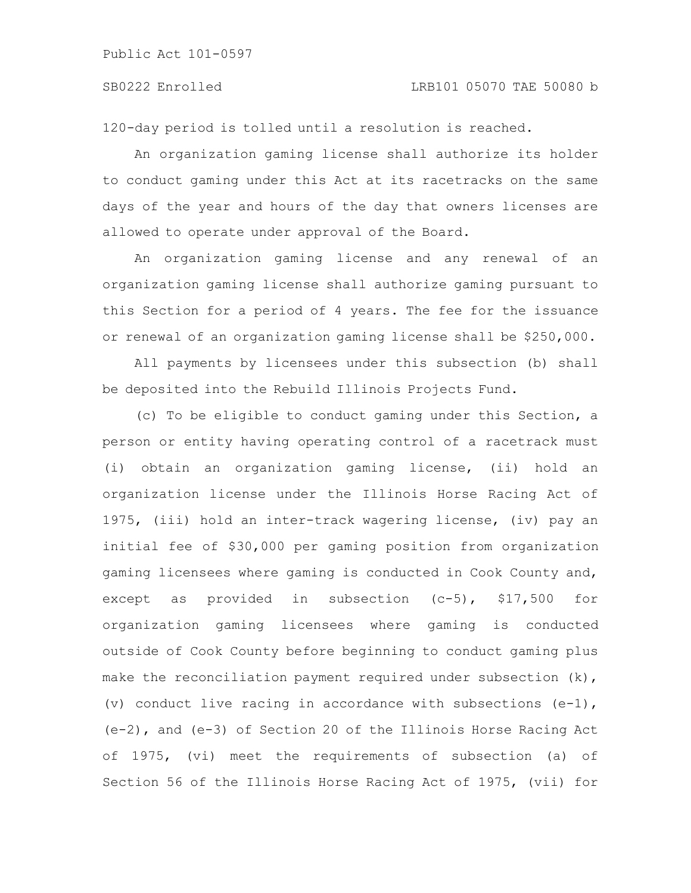120-day period is tolled until a resolution is reached.

An organization gaming license shall authorize its holder to conduct gaming under this Act at its racetracks on the same days of the year and hours of the day that owners licenses are allowed to operate under approval of the Board.

An organization gaming license and any renewal of an organization gaming license shall authorize gaming pursuant to this Section for a period of 4 years. The fee for the issuance or renewal of an organization gaming license shall be $250,000.

All payments by licensees under this subsection (b) shall be deposited into the Rebuild Illinois Projects Fund.

(c) To be eligible to conduct gaming under this Section, a person or entity having operating control of a racetrack must (i) obtain an organization gaming license, (ii) hold an organization license under the Illinois Horse Racing Act of 1975, (iii) hold an inter-track wagering license, (iv) pay an initial fee of $30,000 per gaming position from organization gaming licensees where gaming is conducted in Cook County and, except as provided in subsection (c-5), $17,500 for organization gaming licensees where gaming is conducted outside of Cook County before beginning to conduct gaming plus make the reconciliation payment required under subsection (k), (v) conduct live racing in accordance with subsections (e-1), (e-2), and (e-3) of Section 20 of the Illinois Horse Racing Act of 1975, (vi) meet the requirements of subsection (a) of Section 56 of the Illinois Horse Racing Act of 1975, (vii) for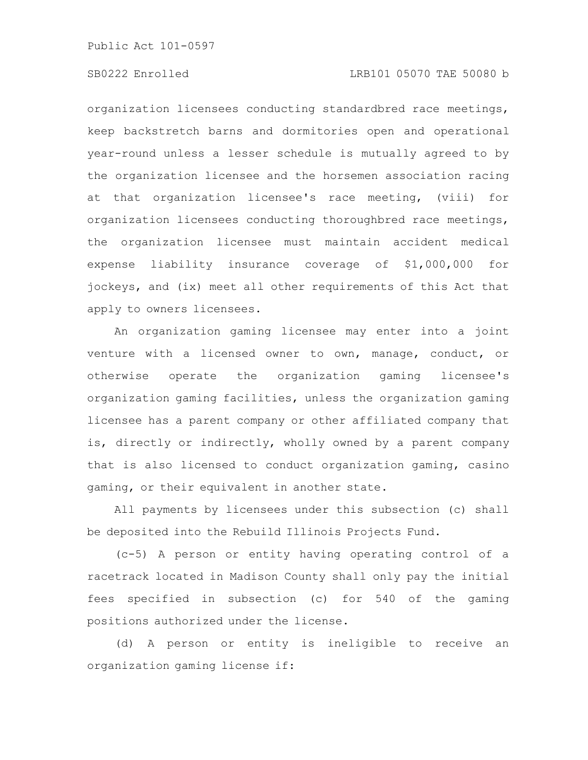organization licensees conducting standardbred race meetings, keep backstretch barns and dormitories open and operational year-round unless a lesser schedule is mutually agreed to by the organization licensee and the horsemen association racing at that organization licensee's race meeting, (viii) for organization licensees conducting thoroughbred race meetings, the organization licensee must maintain accident medical expense liability insurance coverage of $1,000,000 for jockeys, and (ix) meet all other requirements of this Act that apply to owners licensees.

An organization gaming licensee may enter into a joint venture with a licensed owner to own, manage, conduct, or otherwise operate the organization gaming licensee's organization gaming facilities, unless the organization gaming licensee has a parent company or other affiliated company that is, directly or indirectly, wholly owned by a parent company that is also licensed to conduct organization gaming, casino gaming, or their equivalent in another state.

All payments by licensees under this subsection (c) shall be deposited into the Rebuild Illinois Projects Fund.

(c-5) A person or entity having operating control of a racetrack located in Madison County shall only pay the initial fees specified in subsection (c) for 540 of the gaming positions authorized under the license.

(d) A person or entity is ineligible to receive an organization gaming license if: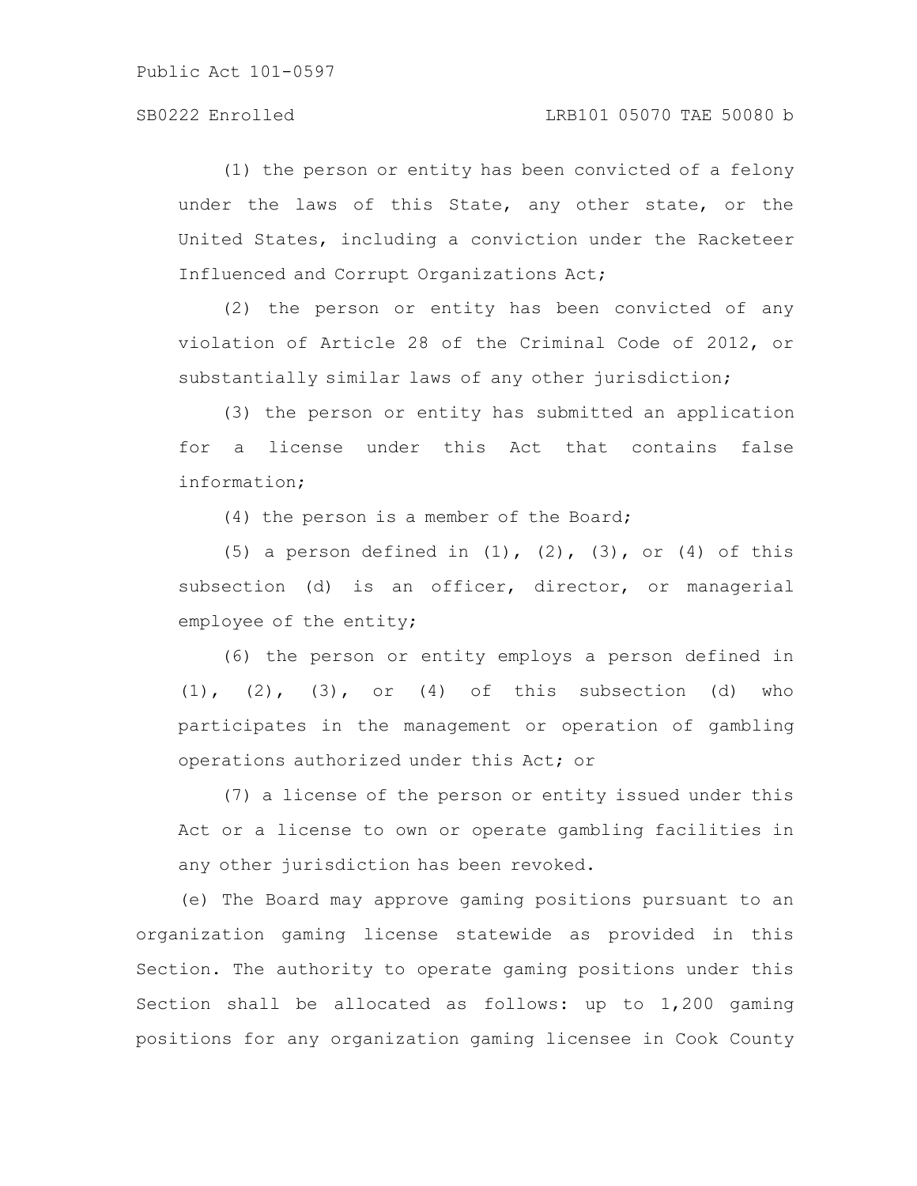(1) the person or entity has been convicted of a felony under the laws of this State, any other state, or the United States, including a conviction under the Racketeer Influenced and Corrupt Organizations Act;

(2) the person or entity has been convicted of any violation of Article 28 of the Criminal Code of 2012, or substantially similar laws of any other jurisdiction;

(3) the person or entity has submitted an application for a license under this Act that contains false information;

(4) the person is a member of the Board;

(5) a person defined in (1), (2), (3), or (4) of this subsection (d) is an officer, director, or managerial employee of the entity;

(6) the person or entity employs a person defined in (1), (2), (3), or (4) of this subsection (d) who participates in the management or operation of gambling operations authorized under this Act; or

(7) a license of the person or entity issued under this Act or a license to own or operate gambling facilities in any other jurisdiction has been revoked.

(e) The Board may approve gaming positions pursuant to an organization gaming license statewide as provided in this Section. The authority to operate gaming positions under this Section shall be allocated as follows: up to 1,200 gaming positions for any organization gaming licensee in Cook County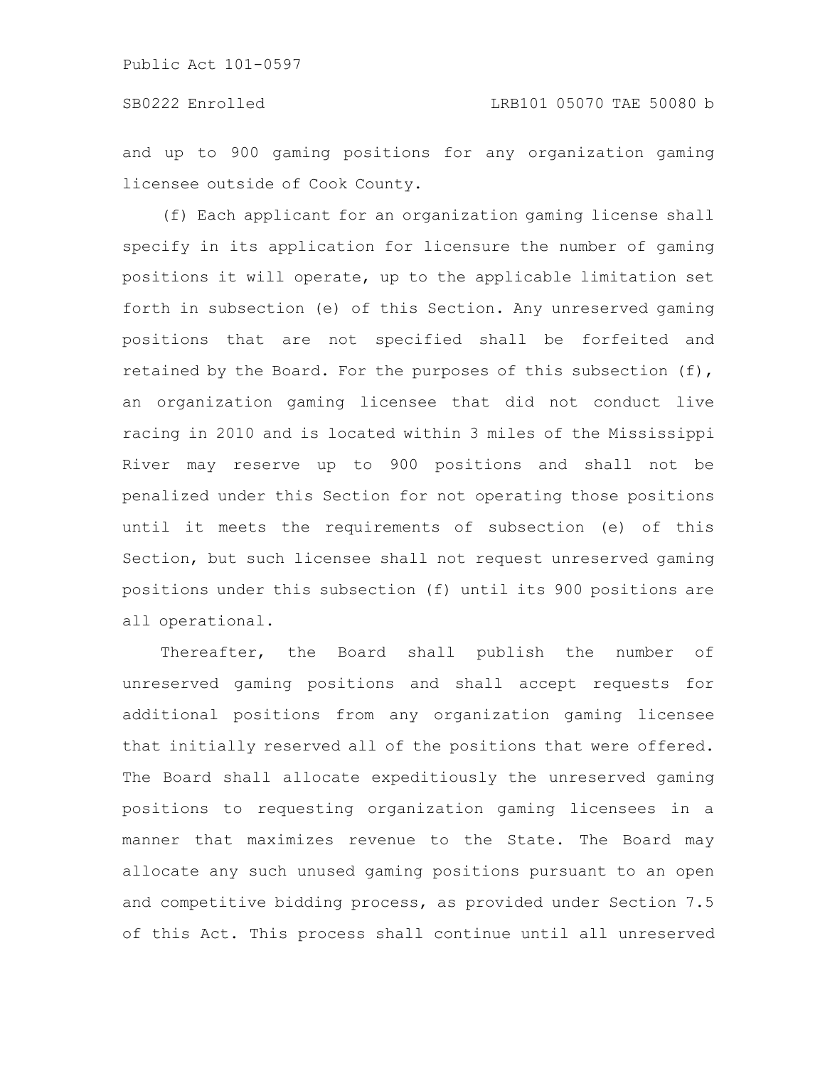and up to 900 gaming positions for any organization gaming licensee outside of Cook County.

(f) Each applicant for an organization gaming license shall specify in its application for licensure the number of gaming positions it will operate, up to the applicable limitation set forth in subsection (e) of this Section. Any unreserved gaming positions that are not specified shall be forfeited and retained by the Board. For the purposes of this subsection (f), an organization gaming licensee that did not conduct live racing in 2010 and is located within 3 miles of the Mississippi River may reserve up to 900 positions and shall not be penalized under this Section for not operating those positions until it meets the requirements of subsection (e) of this Section, but such licensee shall not request unreserved gaming positions under this subsection (f) until its 900 positions are all operational.

Thereafter, the Board shall publish the number of unreserved gaming positions and shall accept requests for additional positions from any organization gaming licensee that initially reserved all of the positions that were offered. The Board shall allocate expeditiously the unreserved gaming positions to requesting organization gaming licensees in a manner that maximizes revenue to the State. The Board may allocate any such unused gaming positions pursuant to an open and competitive bidding process, as provided under Section 7.5 of this Act. This process shall continue until all unreserved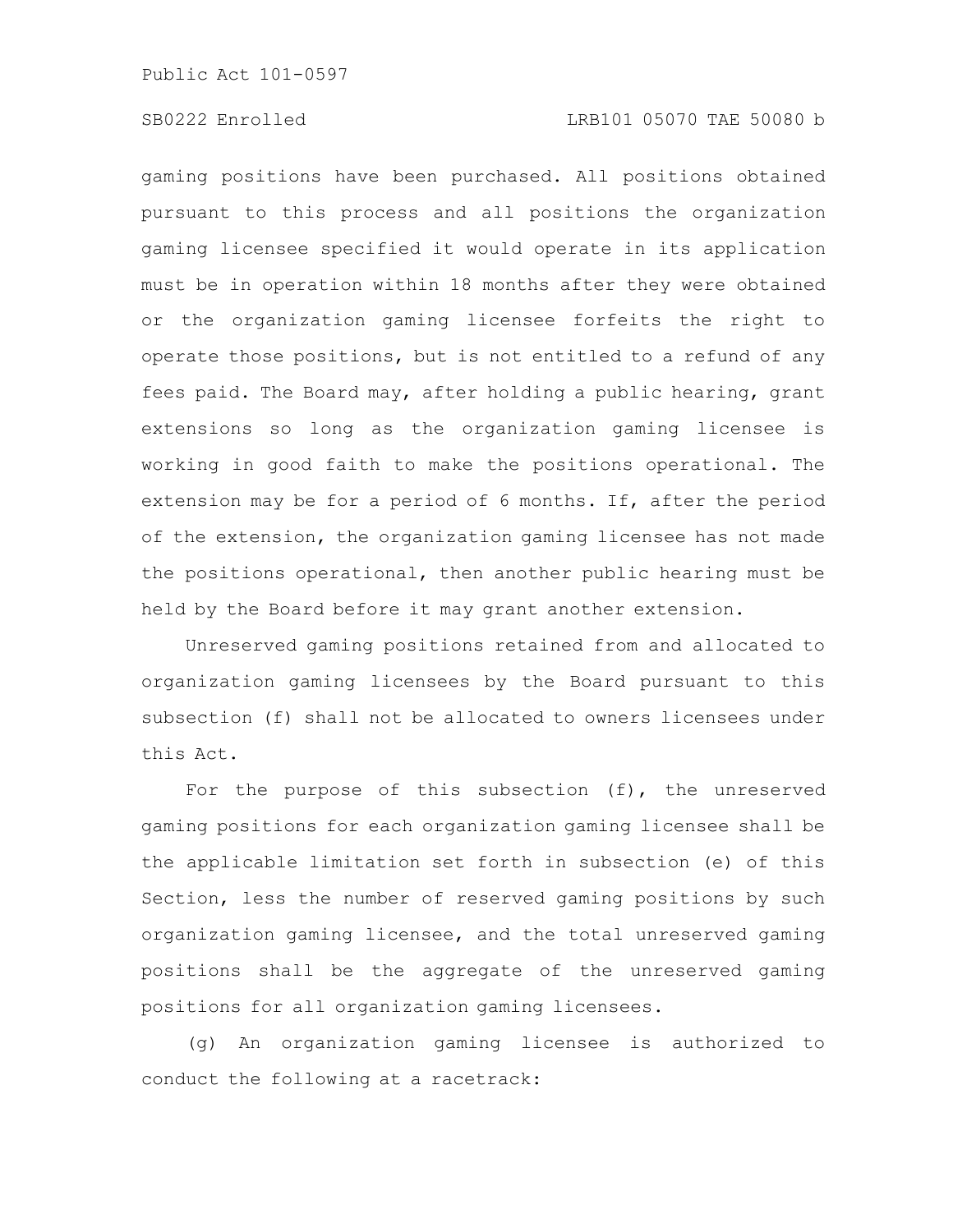gaming positions have been purchased. All positions obtained pursuant to this process and all positions the organization gaming licensee specified it would operate in its application must be in operation within 18 months after they were obtained or the organization gaming licensee forfeits the right to operate those positions, but is not entitled to a refund of any fees paid. The Board may, after holding a public hearing, grant extensions so long as the organization gaming licensee is working in good faith to make the positions operational. The extension may be for a period of 6 months. If, after the period of the extension, the organization gaming licensee has not made the positions operational, then another public hearing must be held by the Board before it may grant another extension.

Unreserved gaming positions retained from and allocated to organization gaming licensees by the Board pursuant to this subsection (f) shall not be allocated to owners licensees under this Act.

For the purpose of this subsection (f), the unreserved gaming positions for each organization gaming licensee shall be the applicable limitation set forth in subsection (e) of this Section, less the number of reserved gaming positions by such organization gaming licensee, and the total unreserved gaming positions shall be the aggregate of the unreserved gaming positions for all organization gaming licensees.

(g) An organization gaming licensee is authorized to conduct the following at a racetrack: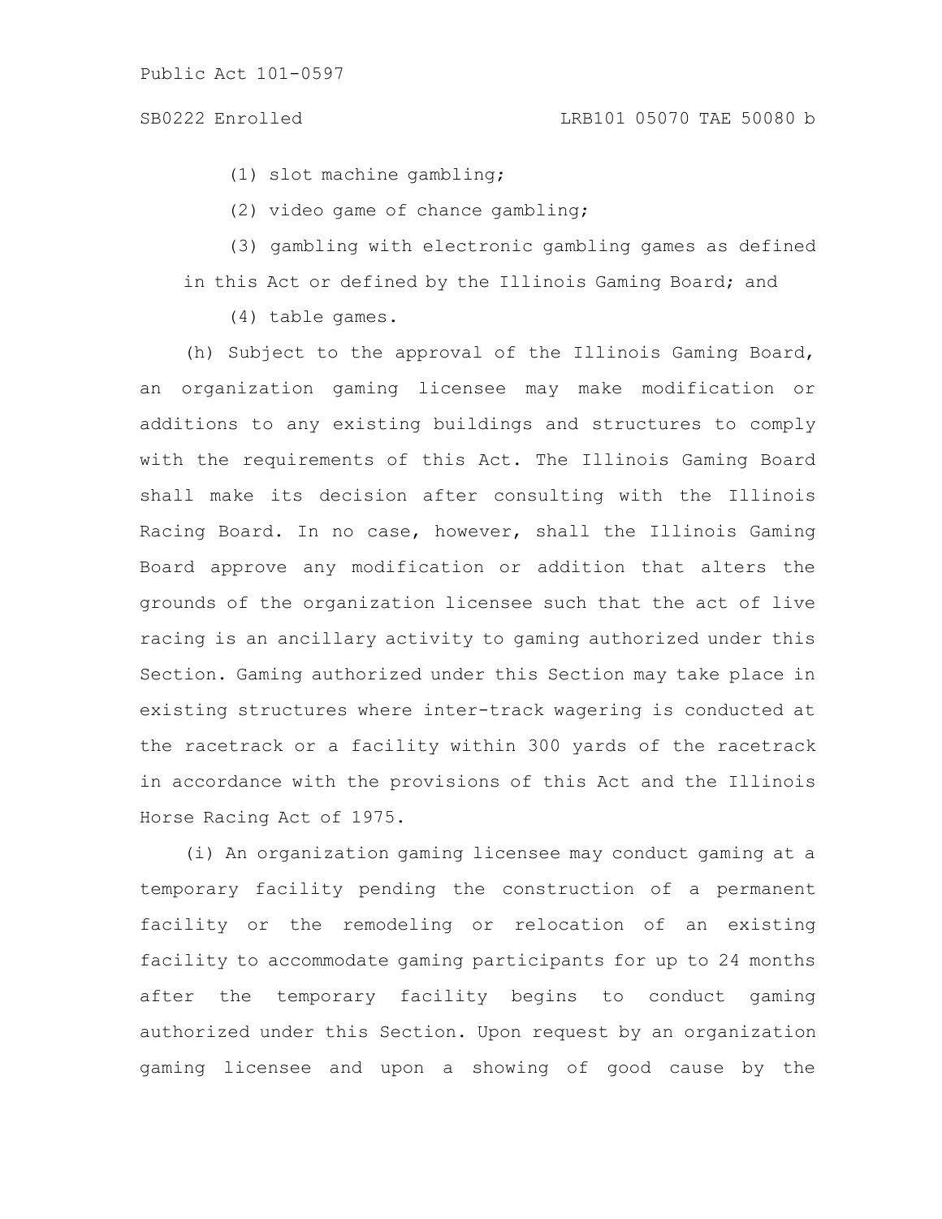(1) slot machine gambling;

(2) video game of chance gambling;

(3) gambling with electronic gambling games as defined in this Act or defined by the Illinois Gaming Board; and

(4) table games.

(h) Subject to the approval of the Illinois Gaming Board, an organization gaming licensee may make modification or additions to any existing buildings and structures to comply with the requirements of this Act. The Illinois Gaming Board shall make its decision after consulting with the Illinois Racing Board. In no case, however, shall the Illinois Gaming Board approve any modification or addition that alters the grounds of the organization licensee such that the act of live racing is an ancillary activity to gaming authorized under this Section. Gaming authorized under this Section may take place in existing structures where inter-track wagering is conducted at the racetrack or a facility within 300 yards of the racetrack in accordance with the provisions of this Act and the Illinois Horse Racing Act of 1975.

(i) An organization gaming licensee may conduct gaming at a temporary facility pending the construction of a permanent facility or the remodeling or relocation of an existing facility to accommodate gaming participants for up to 24 months after the temporary facility begins to conduct gaming authorized under this Section. Upon request by an organization gaming licensee and upon a showing of good cause by the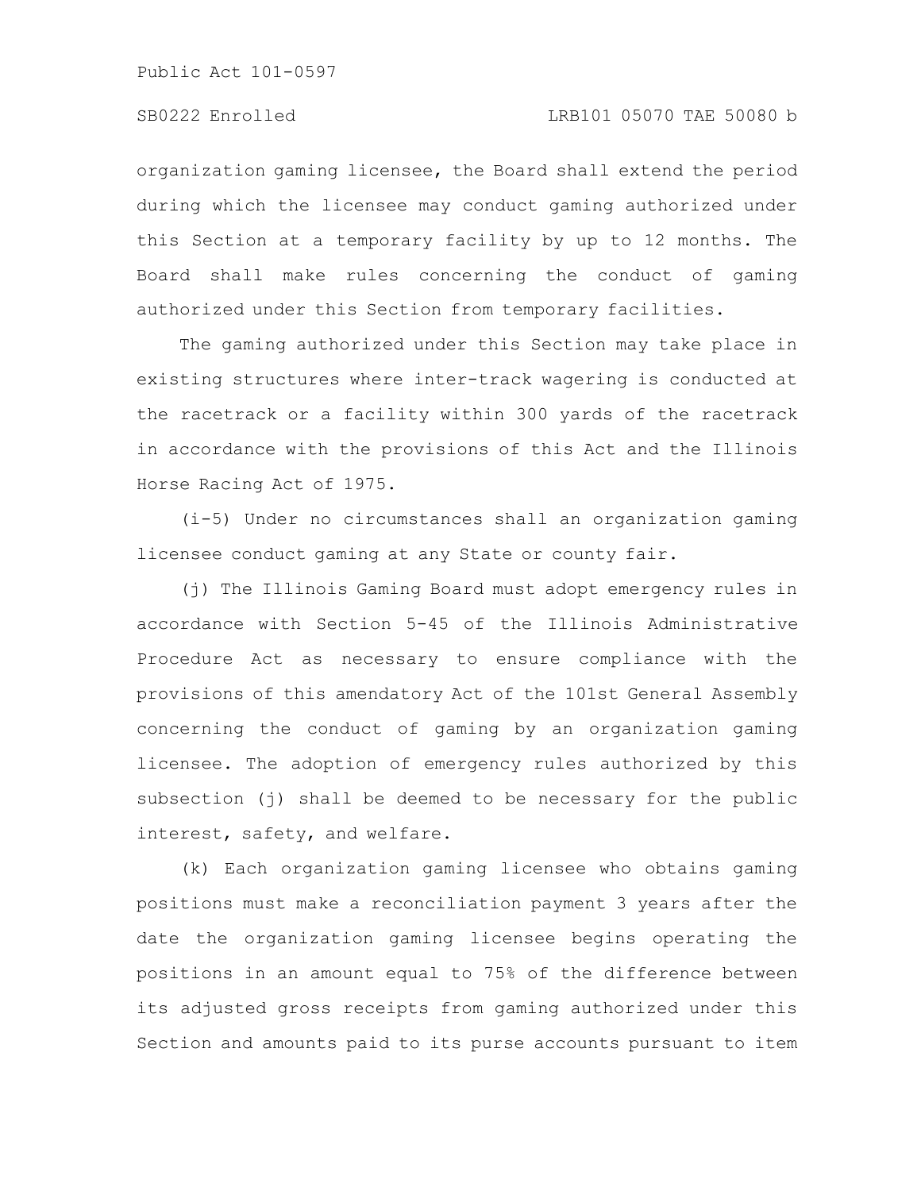organization gaming licensee, the Board shall extend the period during which the licensee may conduct gaming authorized under this Section at a temporary facility by up to 12 months. The Board shall make rules concerning the conduct of gaming authorized under this Section from temporary facilities.

The gaming authorized under this Section may take place in existing structures where inter-track wagering is conducted at the racetrack or a facility within 300 yards of the racetrack in accordance with the provisions of this Act and the Illinois Horse Racing Act of 1975.

(i-5) Under no circumstances shall an organization gaming licensee conduct gaming at any State or county fair.

(j) The Illinois Gaming Board must adopt emergency rules in accordance with Section 5-45 of the Illinois Administrative Procedure Act as necessary to ensure compliance with the provisions of this amendatory Act of the 101st General Assembly concerning the conduct of gaming by an organization gaming licensee. The adoption of emergency rules authorized by this subsection (j) shall be deemed to be necessary for the public interest, safety, and welfare.

(k) Each organization gaming licensee who obtains gaming positions must make a reconciliation payment 3 years after the date the organization gaming licensee begins operating the positions in an amount equal to 75% of the difference between its adjusted gross receipts from gaming authorized under this Section and amounts paid to its purse accounts pursuant to item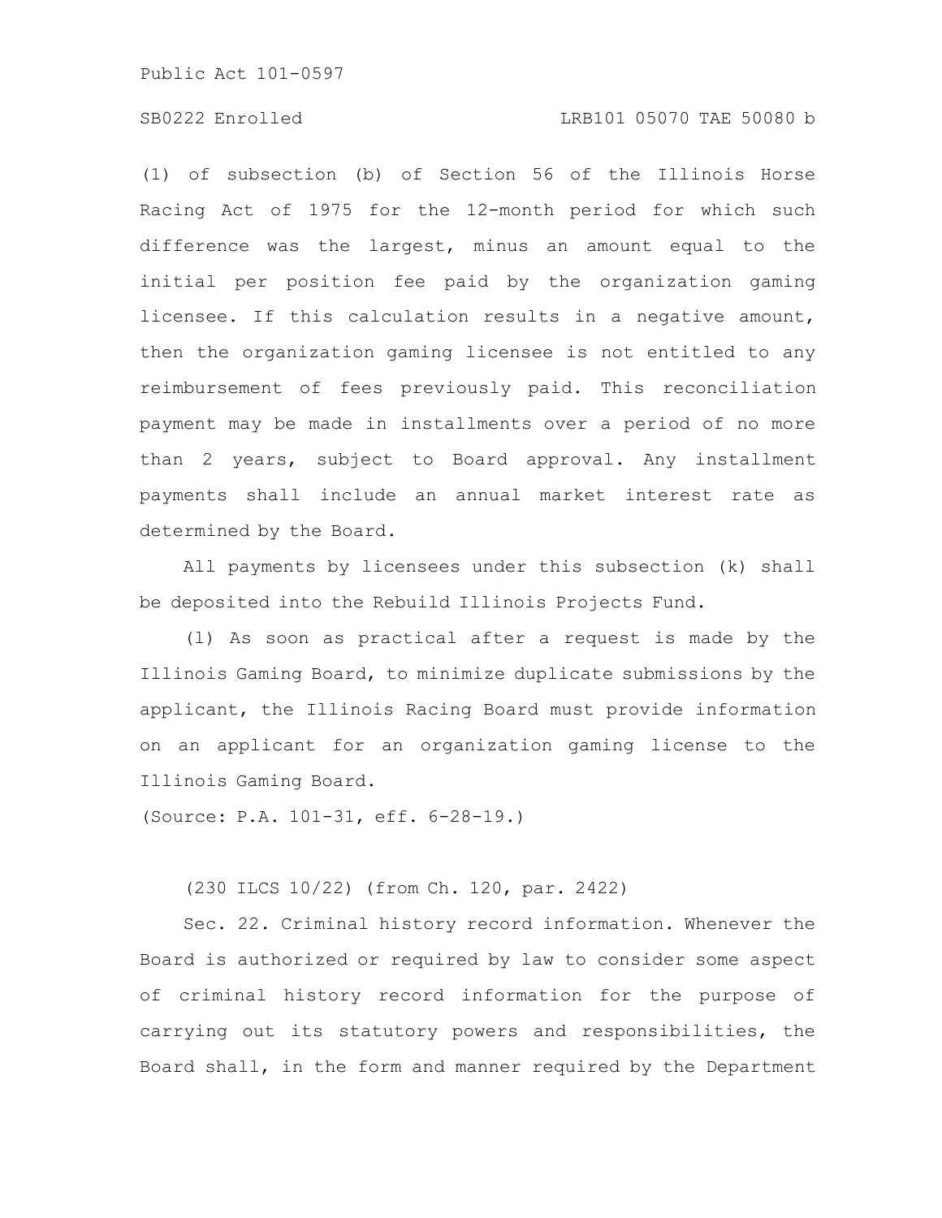(1) of subsection (b) of Section 56 of the Illinois Horse Racing Act of 1975 for the 12-month period for which such difference was the largest, minus an amount equal to the initial per position fee paid by the organization gaming licensee. If this calculation results in a negative amount, then the organization gaming licensee is not entitled to any reimbursement of fees previously paid. This reconciliation payment may be made in installments over a period of no more than 2 years, subject to Board approval. Any installment payments shall include an annual market interest rate as determined by the Board.

All payments by licensees under this subsection (k) shall be deposited into the Rebuild Illinois Projects Fund.

(l) As soon as practical after a request is made by the Illinois Gaming Board, to minimize duplicate submissions by the applicant, the Illinois Racing Board must provide information on an applicant for an organization gaming license to the Illinois Gaming Board.

(Source: P.A. 101-31, eff. 6-28-19.)

(230 ILCS 10/22) (from Ch. 120, par. 2422)

Sec. 22. Criminal history record information. Whenever the Board is authorized or required by law to consider some aspect of criminal history record information for the purpose of carrying out its statutory powers and responsibilities, the Board shall, in the form and manner required by the Department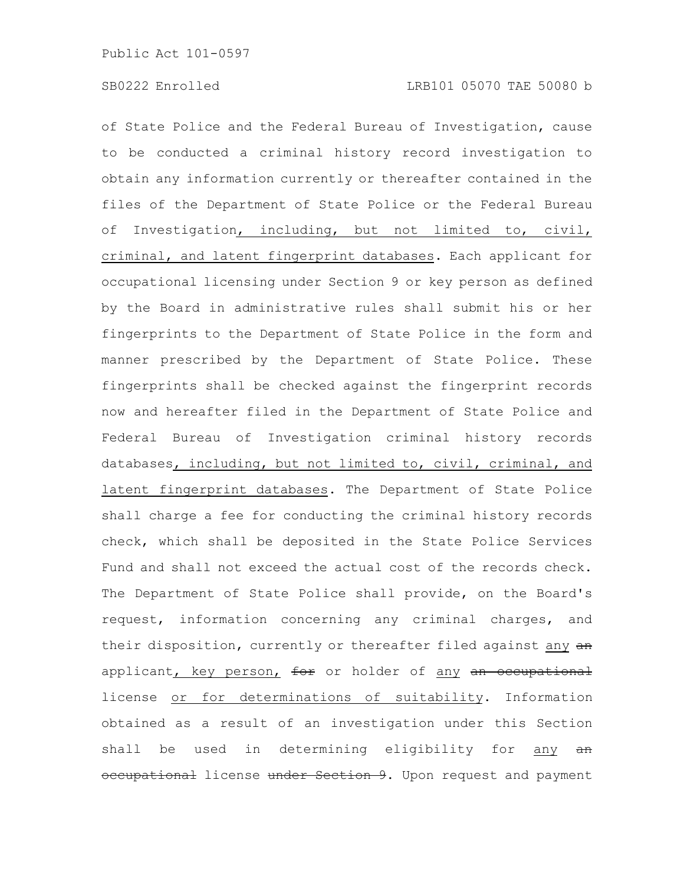of State Police and the Federal Bureau of Investigation, cause to be conducted a criminal history record investigation to obtain any information currently or thereafter contained in the files of the Department of State Police or the Federal Bureau of Investigation, including, but not limited to, civil, criminal, and latent fingerprint databases. Each applicant for occupational licensing under Section 9 or key person as defined by the Board in administrative rules shall submit his or her fingerprints to the Department of State Police in the form and manner prescribed by the Department of State Police. These fingerprints shall be checked against the fingerprint records now and hereafter filed in the Department of State Police and Federal Bureau of Investigation criminal history records databases, including, but not limited to, civil, criminal, and latent fingerprint databases. The Department of State Police shall charge a fee for conducting the criminal history records check, which shall be deposited in the State Police Services Fund and shall not exceed the actual cost of the records check. The Department of State Police shall provide, on the Board's request, information concerning any criminal charges, and their disposition, currently or thereafter filed against any ~~an~~ applicant, key person, ~~for~~ or holder of any ~~an occupational~~ license or for determinations of suitability. Information obtained as a result of an investigation under this Section shall be used in determining eligibility for any ~~an occupational~~ license ~~under Section 9~~. Upon request and payment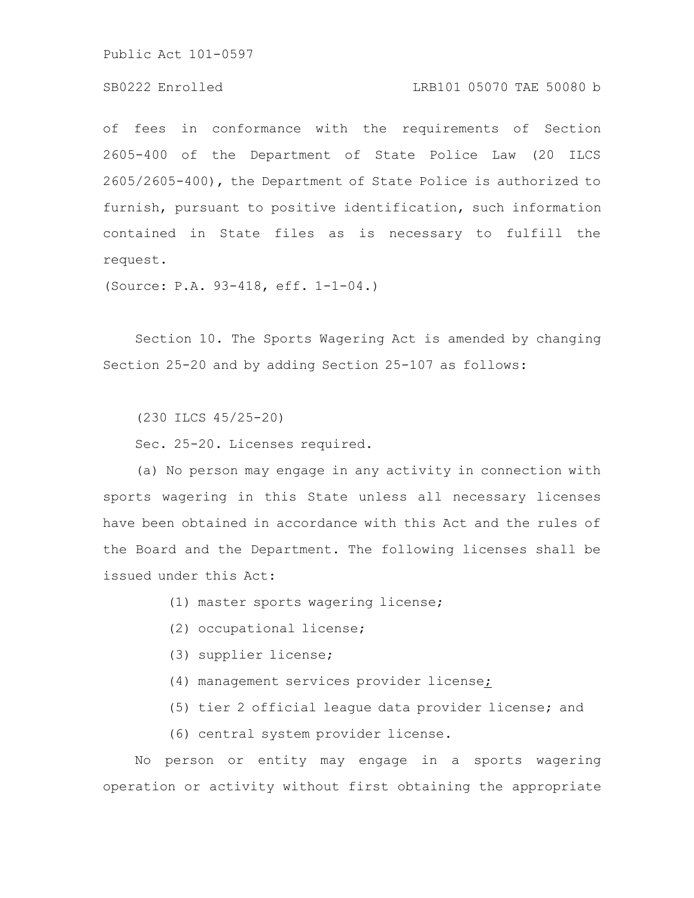of fees in conformance with the requirements of Section 2605-400 of the Department of State Police Law (20 ILCS 2605/2605-400), the Department of State Police is authorized to furnish, pursuant to positive identification, such information contained in State files as is necessary to fulfill the request.

(Source: P.A. 93-418, eff. 1-1-04.)

Section 10. The Sports Wagering Act is amended by changing Section 25-20 and by adding Section 25-107 as follows:

(230 ILCS 45/25-20)

Sec. 25-20. Licenses required.

(a) No person may engage in any activity in connection with sports wagering in this State unless all necessary licenses have been obtained in accordance with this Act and the rules of the Board and the Department. The following licenses shall be issued under this Act:

(1) master sports wagering license;

(2) occupational license;

(3) supplier license;

(4) management services provider license;

(5) tier 2 official league data provider license; and

(6) central system provider license.

No person or entity may engage in a sports wagering operation or activity without first obtaining the appropriate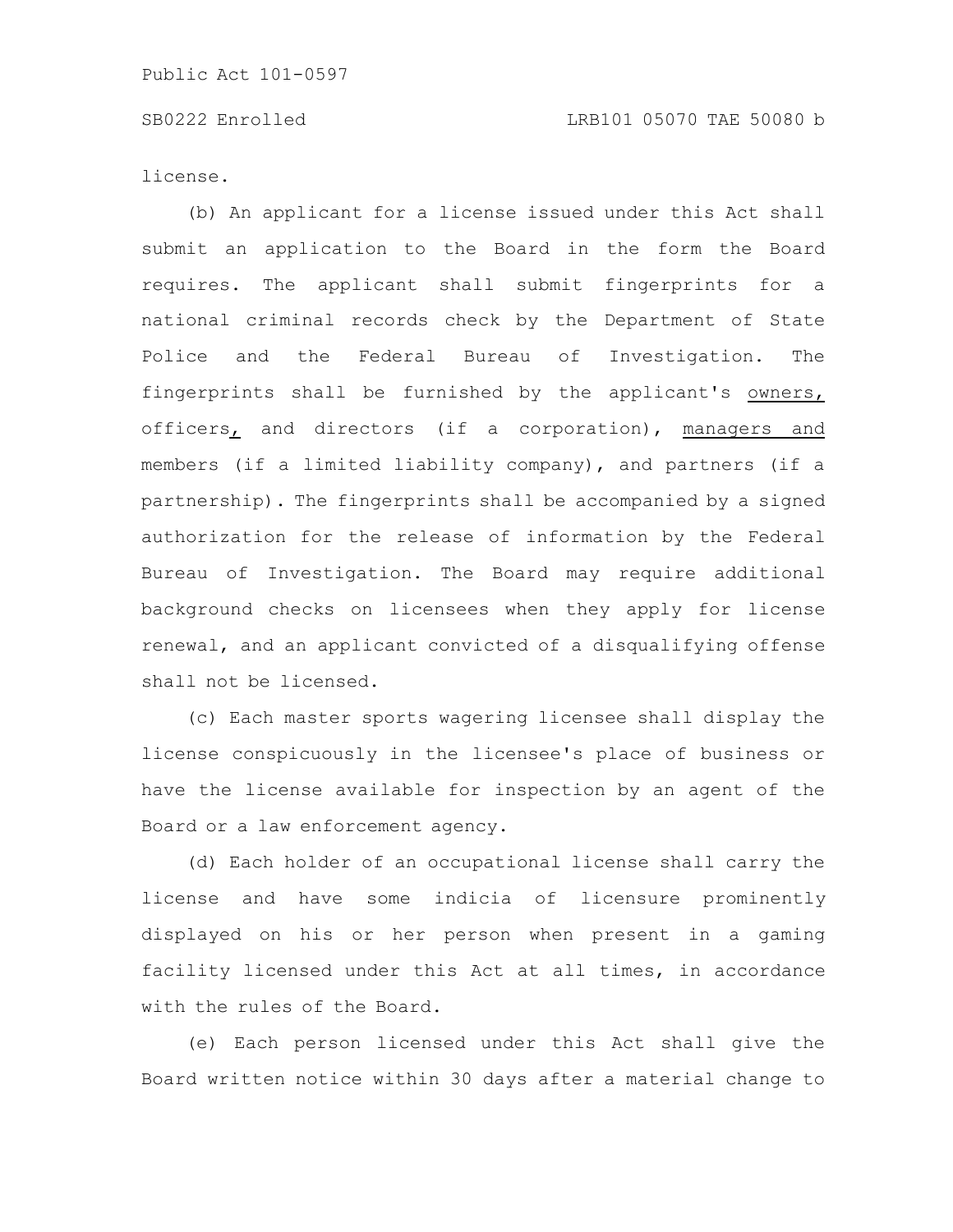license.

(b) An applicant for a license issued under this Act shall submit an application to the Board in the form the Board requires. The applicant shall submit fingerprints for a national criminal records check by the Department of State Police and the Federal Bureau of Investigation. The fingerprints shall be furnished by the applicant's owners, officers, and directors (if a corporation), managers and members (if a limited liability company), and partners (if a partnership). The fingerprints shall be accompanied by a signed authorization for the release of information by the Federal Bureau of Investigation. The Board may require additional background checks on licensees when they apply for license renewal, and an applicant convicted of a disqualifying offense shall not be licensed.

(c) Each master sports wagering licensee shall display the license conspicuously in the licensee's place of business or have the license available for inspection by an agent of the Board or a law enforcement agency.

(d) Each holder of an occupational license shall carry the license and have some indicia of licensure prominently displayed on his or her person when present in a gaming facility licensed under this Act at all times, in accordance with the rules of the Board.

(e) Each person licensed under this Act shall give the Board written notice within 30 days after a material change to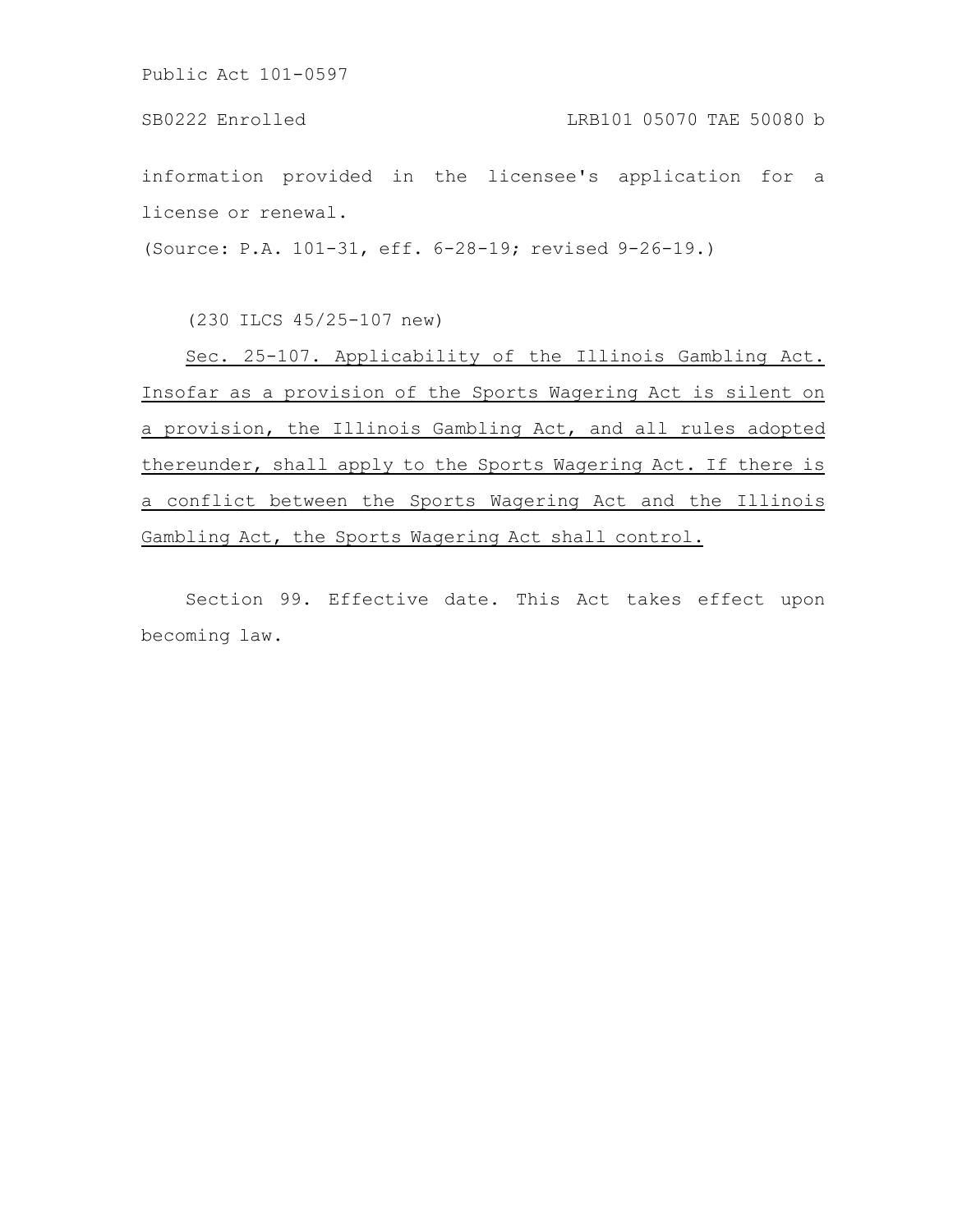information provided in the licensee's application for a license or renewal.

(Source: P.A. 101-31, eff. 6-28-19; revised 9-26-19.)

(230 ILCS 45/25-107 new)

Sec. 25-107. Applicability of the Illinois Gambling Act. Insofar as a provision of the Sports Wagering Act is silent on a provision, the Illinois Gambling Act, and all rules adopted thereunder, shall apply to the Sports Wagering Act. If there is a conflict between the Sports Wagering Act and the Illinois Gambling Act, the Sports Wagering Act shall control.

Section 99. Effective date. This Act takes effect upon becoming law.